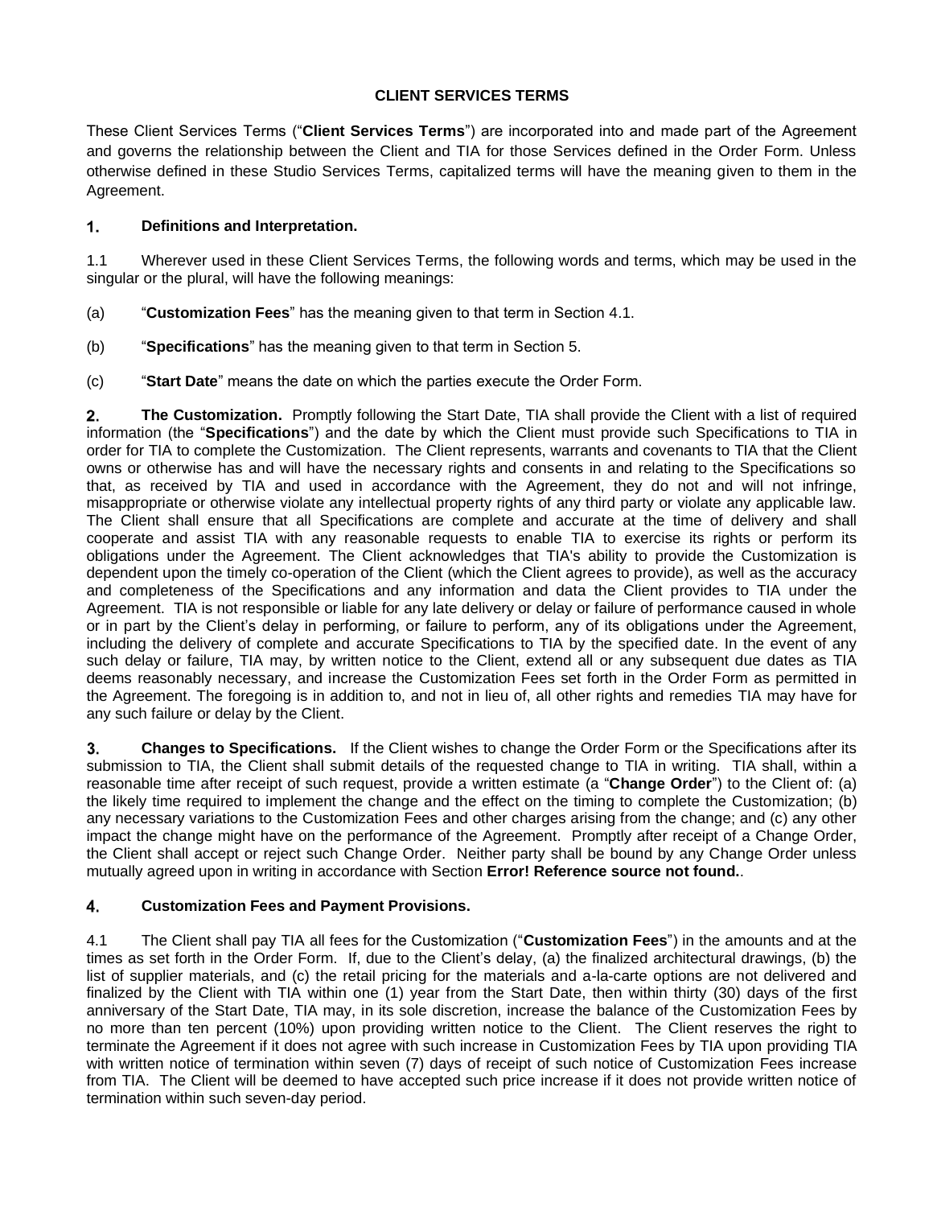# CLIENT SERVICES TERMS

These Client Services Terms ("**Client Services Terms**") are incorporated into and made part of the Agreement and governs the relationship between the Client and TIA for those Services defined in the Order Form. Unless otherwise defined in these Studio Services Terms, capitalized terms will have the meaning given to them in the Agreement.

## 1. Definitions and Interpretation.

1.1 Wherever used in these Client Services Terms, the following words and terms, which may be used in the singular or the plural, will have the following meanings:

(a) "**Customization Fees**" has the meaning given to that term in Section 4.1.

(b) "**Specifications**" has the meaning given to that term in Section 5.

(c) "**Start Date**" means the date on which the parties execute the Order Form.

**2. The Customization.** Promptly following the Start Date, TIA shall provide the Client with a list of required information (the "**Specifications**") and the date by which the Client must provide such Specifications to TIA in order for TIA to complete the Customization. The Client represents, warrants and covenants to TIA that the Client owns or otherwise has and will have the necessary rights and consents in and relating to the Specifications so that, as received by TIA and used in accordance with the Agreement, they do not and will not infringe, misappropriate or otherwise violate any intellectual property rights of any third party or violate any applicable law. The Client shall ensure that all Specifications are complete and accurate at the time of delivery and shall cooperate and assist TIA with any reasonable requests to enable TIA to exercise its rights or perform its obligations under the Agreement. The Client acknowledges that TIA's ability to provide the Customization is dependent upon the timely co-operation of the Client (which the Client agrees to provide), as well as the accuracy and completeness of the Specifications and any information and data the Client provides to TIA under the Agreement. TIA is not responsible or liable for any late delivery or delay or failure of performance caused in whole or in part by the Client's delay in performing, or failure to perform, any of its obligations under the Agreement, including the delivery of complete and accurate Specifications to TIA by the specified date. In the event of any such delay or failure, TIA may, by written notice to the Client, extend all or any subsequent due dates as TIA deems reasonably necessary, and increase the Customization Fees set forth in the Order Form as permitted in the Agreement. The foregoing is in addition to, and not in lieu of, all other rights and remedies TIA may have for any such failure or delay by the Client.

**3. Changes to Specifications.** If the Client wishes to change the Order Form or the Specifications after its submission to TIA, the Client shall submit details of the requested change to TIA in writing. TIA shall, within a reasonable time after receipt of such request, provide a written estimate (a "**Change Order**") to the Client of: (a) the likely time required to implement the change and the effect on the timing to complete the Customization; (b) any necessary variations to the Customization Fees and other charges arising from the change; and (c) any other impact the change might have on the performance of the Agreement. Promptly after receipt of a Change Order, the Client shall accept or reject such Change Order. Neither party shall be bound by any Change Order unless mutually agreed upon in writing in accordance with Section **Error! Reference source not found.**.

## 4. Customization Fees and Payment Provisions.

4.1 The Client shall pay TIA all fees for the Customization ("**Customization Fees**") in the amounts and at the times as set forth in the Order Form. If, due to the Client's delay, (a) the finalized architectural drawings, (b) the list of supplier materials, and (c) the retail pricing for the materials and a-la-carte options are not delivered and finalized by the Client with TIA within one (1) year from the Start Date, then within thirty (30) days of the first anniversary of the Start Date, TIA may, in its sole discretion, increase the balance of the Customization Fees by no more than ten percent (10%) upon providing written notice to the Client. The Client reserves the right to terminate the Agreement if it does not agree with such increase in Customization Fees by TIA upon providing TIA with written notice of termination within seven (7) days of receipt of such notice of Customization Fees increase from TIA. The Client will be deemed to have accepted such price increase if it does not provide written notice of termination within such seven-day period.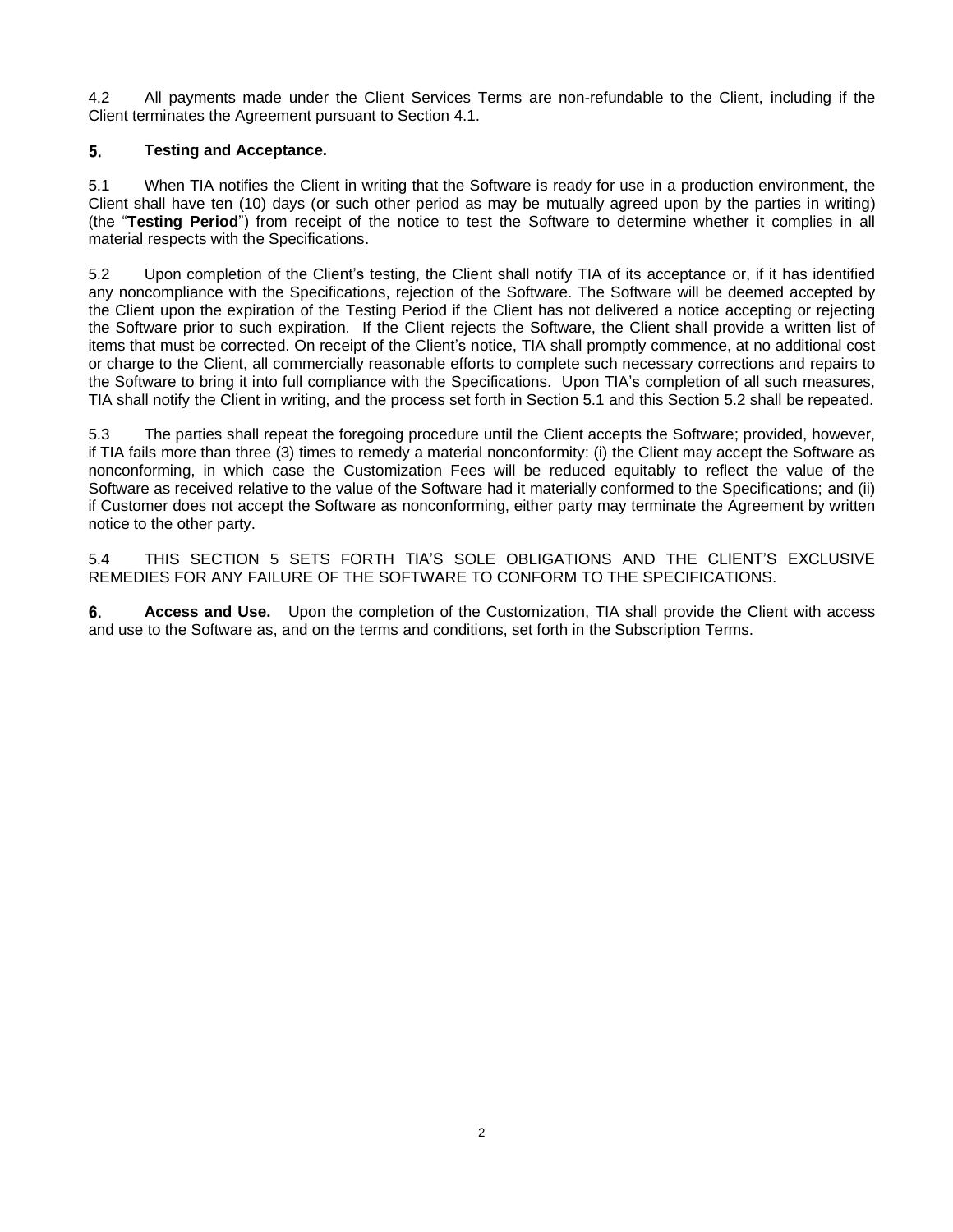4.2 All payments made under the Client Services Terms are non-refundable to the Client, including if the Client terminates the Agreement pursuant to Section 4.1.

**5. Testing and Acceptance.**

5.1 When TIA notifies the Client in writing that the Software is ready for use in a production environment, the Client shall have ten (10) days (or such other period as may be mutually agreed upon by the parties in writing) (the "**Testing Period**") from receipt of the notice to test the Software to determine whether it complies in all material respects with the Specifications.

5.2 Upon completion of the Client's testing, the Client shall notify TIA of its acceptance or, if it has identified any noncompliance with the Specifications, rejection of the Software. The Software will be deemed accepted by the Client upon the expiration of the Testing Period if the Client has not delivered a notice accepting or rejecting the Software prior to such expiration. If the Client rejects the Software, the Client shall provide a written list of items that must be corrected. On receipt of the Client's notice, TIA shall promptly commence, at no additional cost or charge to the Client, all commercially reasonable efforts to complete such necessary corrections and repairs to the Software to bring it into full compliance with the Specifications. Upon TIA's completion of all such measures, TIA shall notify the Client in writing, and the process set forth in Section 5.1 and this Section 5.2 shall be repeated.

5.3 The parties shall repeat the foregoing procedure until the Client accepts the Software; provided, however, if TIA fails more than three (3) times to remedy a material nonconformity: (i) the Client may accept the Software as nonconforming, in which case the Customization Fees will be reduced equitably to reflect the value of the Software as received relative to the value of the Software had it materially conformed to the Specifications; and (ii) if Customer does not accept the Software as nonconforming, either party may terminate the Agreement by written notice to the other party.

5.4 THIS SECTION 5 SETS FORTH TIA'S SOLE OBLIGATIONS AND THE CLIENT'S EXCLUSIVE REMEDIES FOR ANY FAILURE OF THE SOFTWARE TO CONFORM TO THE SPECIFICATIONS.

**6. Access and Use.** Upon the completion of the Customization, TIA shall provide the Client with access and use to the Software as, and on the terms and conditions, set forth in the Subscription Terms.